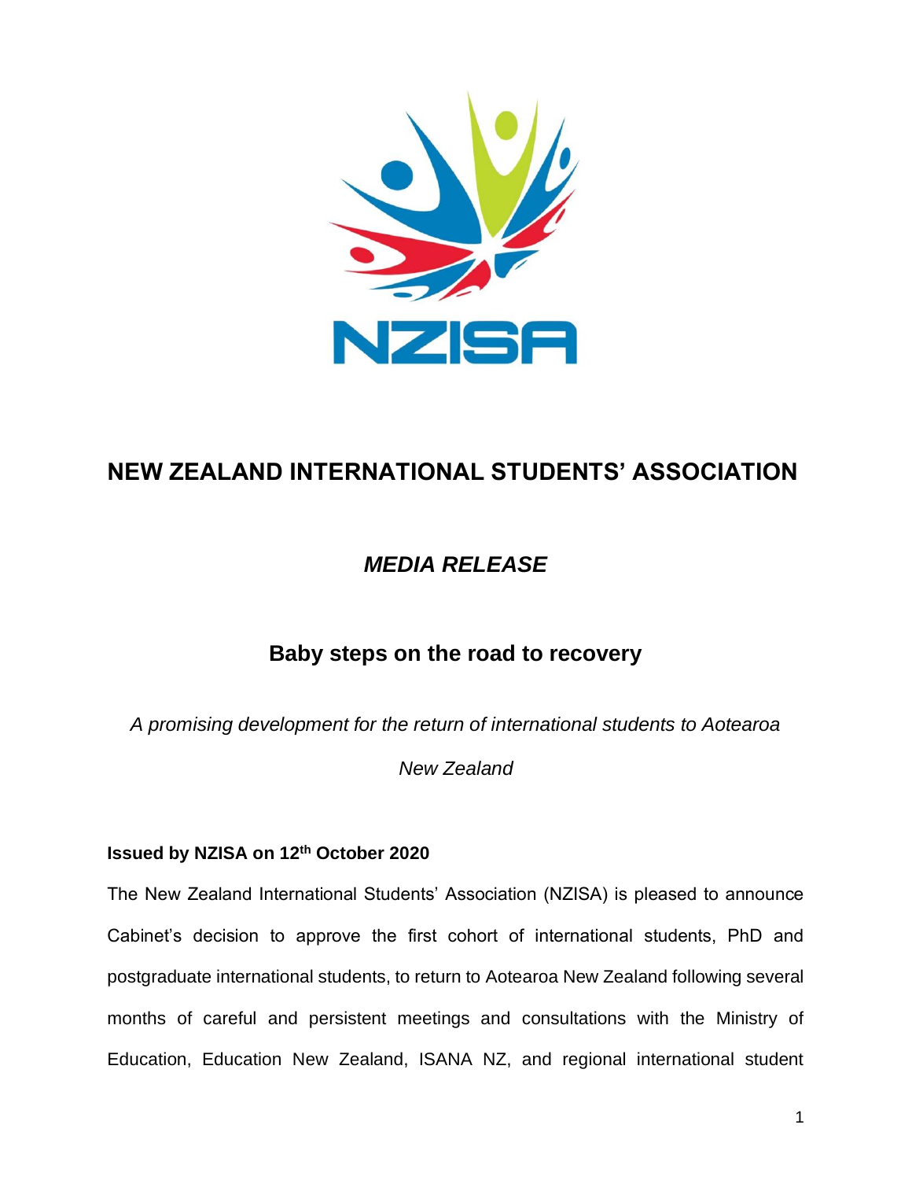# NEW ZEALAND INTERNATIONAL STUDENTS' ASSOCIATION

## *MEDIA RELEASE*

## Baby steps on the road to recovery

*A promising development for the return of international students to Aotearoa New Zealand*

**Issued by NZISA on 12th October 2020**

The New Zealand International Students' Association (NZISA) is pleased to announce Cabinet's decision to approve the first cohort of international students, PhD and postgraduate international students, to return to Aotearoa New Zealand following several months of careful and persistent meetings and consultations with the Ministry of Education, Education New Zealand, ISANA NZ, and regional international student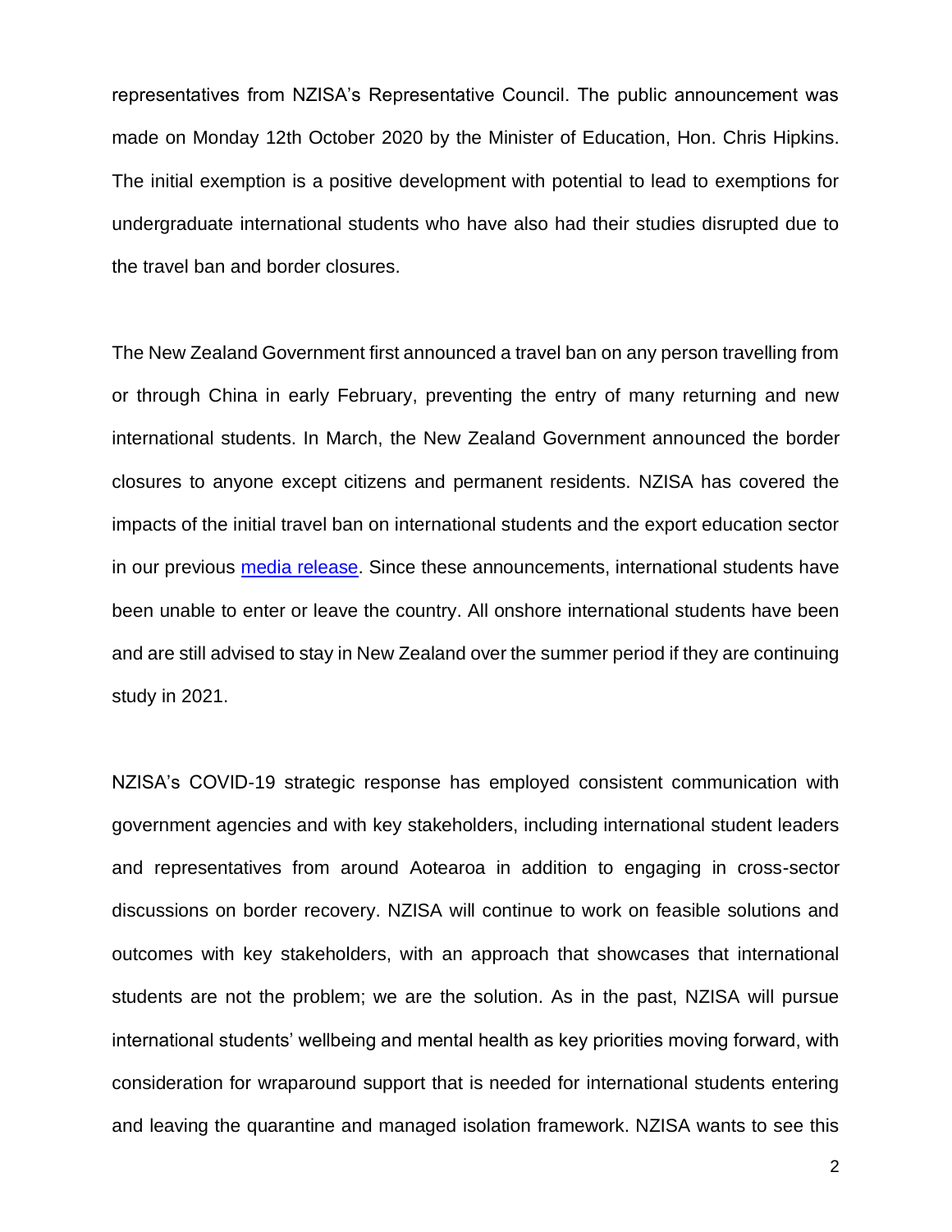representatives from NZISA's Representative Council. The public announcement was made on Monday 12th October 2020 by the Minister of Education, Hon. Chris Hipkins. The initial exemption is a positive development with potential to lead to exemptions for undergraduate international students who have also had their studies disrupted due to the travel ban and border closures.

The New Zealand Government first announced a travel ban on any person travelling from or through China in early February, preventing the entry of many returning and new international students. In March, the New Zealand Government announced the border closures to anyone except citizens and permanent residents. NZISA has covered the impacts of the initial travel ban on international students and the export education sector in our previous media release. Since these announcements, international students have been unable to enter or leave the country. All onshore international students have been and are still advised to stay in New Zealand over the summer period if they are continuing study in 2021.

NZISA's COVID-19 strategic response has employed consistent communication with government agencies and with key stakeholders, including international student leaders and representatives from around Aotearoa in addition to engaging in cross-sector discussions on border recovery. NZISA will continue to work on feasible solutions and outcomes with key stakeholders, with an approach that showcases that international students are not the problem; we are the solution. As in the past, NZISA will pursue international students' wellbeing and mental health as key priorities moving forward, with consideration for wraparound support that is needed for international students entering and leaving the quarantine and managed isolation framework. NZISA wants to see this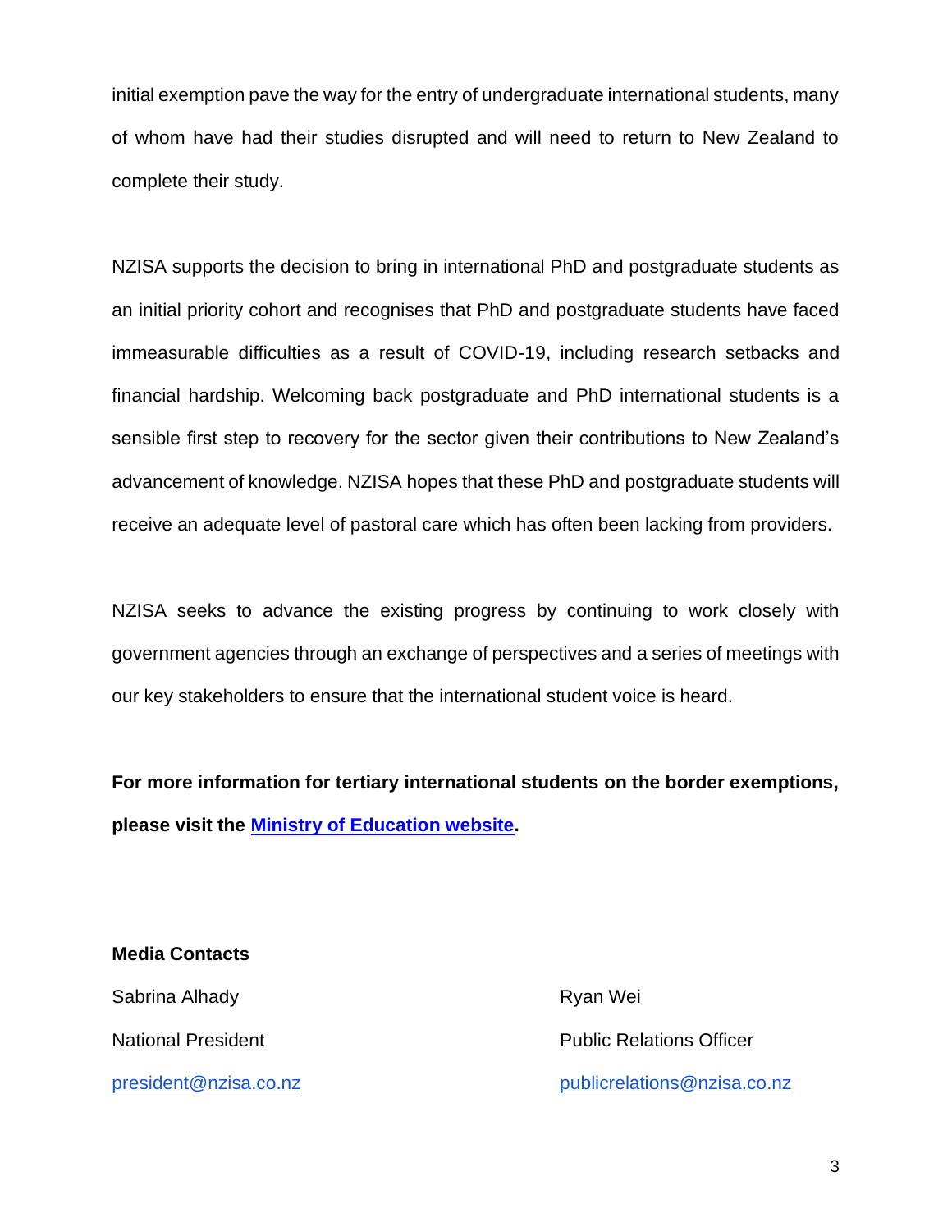initial exemption pave the way for the entry of undergraduate international students, many of whom have had their studies disrupted and will need to return to New Zealand to complete their study.

NZISA supports the decision to bring in international PhD and postgraduate students as an initial priority cohort and recognises that PhD and postgraduate students have faced immeasurable difficulties as a result of COVID-19, including research setbacks and financial hardship. Welcoming back postgraduate and PhD international students is a sensible first step to recovery for the sector given their contributions to New Zealand's advancement of knowledge. NZISA hopes that these PhD and postgraduate students will receive an adequate level of pastoral care which has often been lacking from providers.

NZISA seeks to advance the existing progress by continuing to work closely with government agencies through an exchange of perspectives and a series of meetings with our key stakeholders to ensure that the international student voice is heard.

**For more information for tertiary international students on the border exemptions, please visit the [Ministry of Education website](#).**

**Media Contacts**

Sabrina Alhady
National President
president@nzisa.co.nz

Ryan Wei
Public Relations Officer
publicrelations@nzisa.co.nz